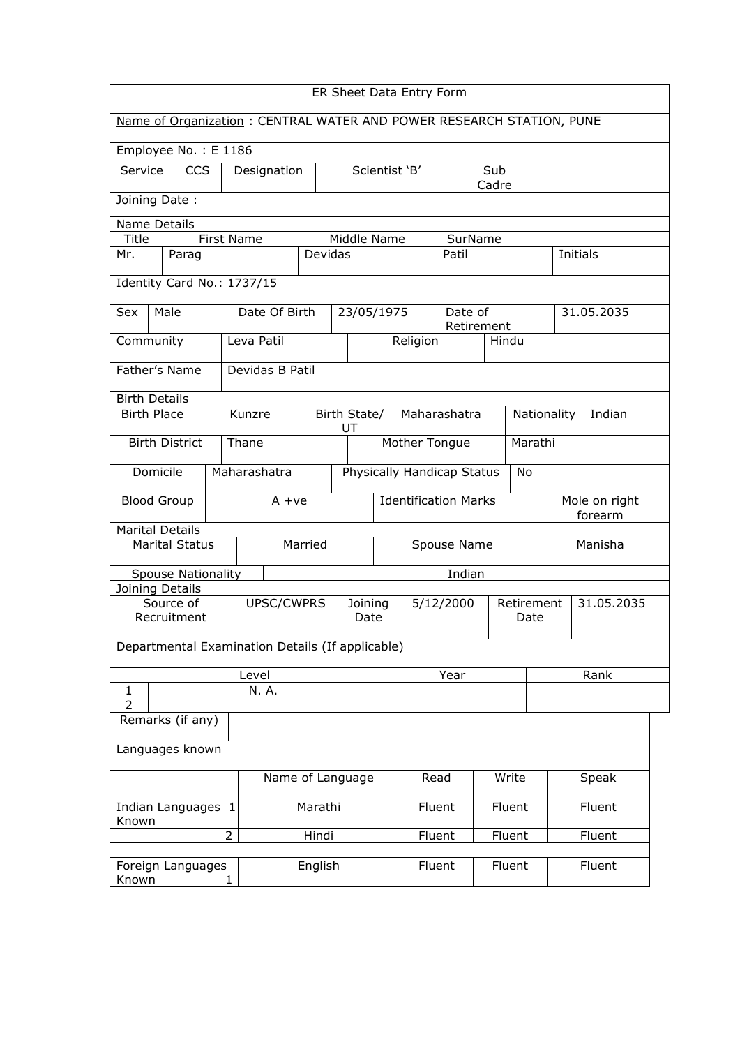# ER Sheet Data Entry Form

Name of Organization : CENTRAL WATER AND POWER RESEARCH STATION, PUNE

Employee No. : E 1186

| Service | CCS | Designation | Scientist 'B' | Sub Cadre | |
|---|---|---|---|---|---|

Joining Date :

**Name Details**

| Title | First Name | Middle Name | SurName | | |
|---|---|---|---|---|---|
| Mr. | Parag | Devidas | Patil | Initials | |

Identity Card No.: 1737/15

| Sex | Male | Date Of Birth | 23/05/1975 | Date of Retirement | 31.05.2035 |
|---|---|---|---|---|---|
| Community | Leva Patil | | Religion | Hindu | |
| Father's Name | Devidas B Patil | | | | |

**Birth Details**

| Birth Place | Kunzre | Birth State/ UT | Maharashatra | Nationality | Indian |
|---|---|---|---|---|---|
| Birth District | Thane | Mother Tongue | Marathi | | |
| Domicile | Maharashatra | Physically Handicap Status | No | | |
| Blood Group | A +ve | Identification Marks | Mole on right forearm | | |

**Marital Details**

| Marital Status | Married | Spouse Name | Manisha |
|---|---|---|---|
| Spouse Nationality | Indian | | |

**Joining Details**

| Source of Recruitment | UPSC/CWPRS | Joining Date | 5/12/2000 | Retirement Date | 31.05.2035 |
|---|---|---|---|---|---|

Departmental Examination Details (If applicable)

| | Level | Year | Rank |
|---|---|---|---|
| 1 | N. A. | | |
| 2 | | | |

Remarks (if any)

Languages known

| | | Name of Language | Read | Write | Speak |
|---|---|---|---|---|---|
| Indian Languages Known | 1 | Marathi | Fluent | Fluent | Fluent |
| | 2 | Hindi | Fluent | Fluent | Fluent |
| Foreign Languages Known | 1 | English | Fluent | Fluent | Fluent |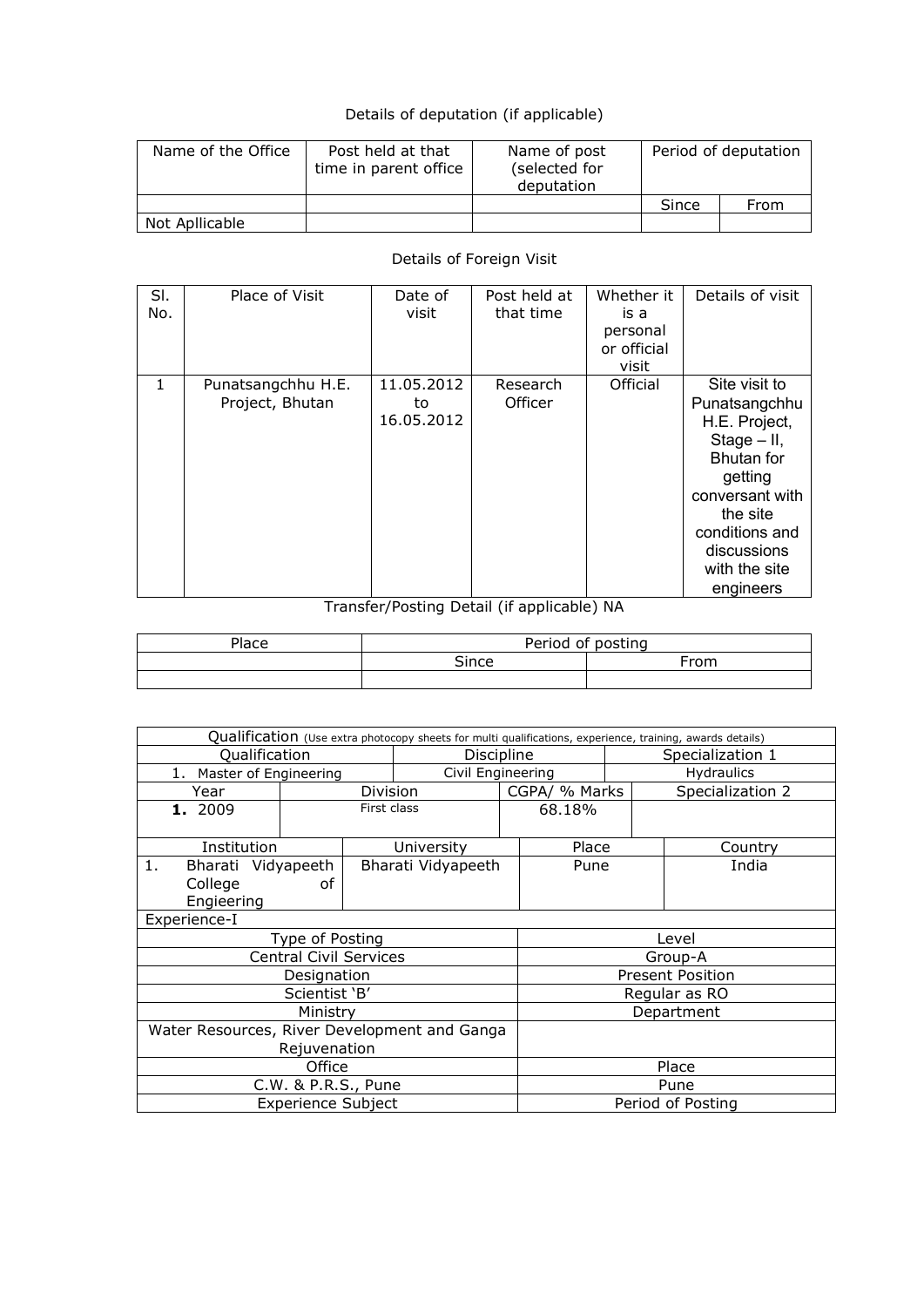Details of deputation (if applicable)

| Name of the Office | Post held at that time in parent office | Name of post (selected for deputation | Period of deputation | |
|---|---|---|---|---|
| | | | Since | From |
| Not Apllicable | | | | |

Details of Foreign Visit

| Sl. No. | Place of Visit | Date of visit | Post held at that time | Whether it is a personal or official visit | Details of visit |
|---|---|---|---|---|---|
| 1 | Punatsangchhu H.E. Project, Bhutan | 11.05.2012 to 16.05.2012 | Research Officer | Official | Site visit to Punatsangchhu H.E. Project, Stage – II, Bhutan for getting conversant with the site conditions and discussions with the site engineers |

Transfer/Posting Detail (if applicable) NA

| Place | Period of posting | |
|---|---|---|
| | Since | From |
| | | |

| Qualification (Use extra photocopy sheets for multi qualifications, experience, training, awards details) | | | |
|---|---|---|---|
| Qualification | Discipline | Specialization 1 | |
| 1. Master of Engineering | Civil Engineering | Hydraulics | |
| Year | Division | CGPA/ % Marks | Specialization 2 |
| 1. 2009 | First class | 68.18% | |
| Institution | University | Place | Country |
| 1. Bharati Vidyapeeth College of Engieering | Bharati Vidyapeeth | Pune | India |
| Experience-I | | | |
| Type of Posting | | Level | |
| Central Civil Services | | Group-A | |
| Designation | | Present Position | |
| Scientist 'B' | | Regular as RO | |
| Ministry | | Department | |
| Water Resources, River Development and Ganga Rejuvenation | | | |
| Office | | Place | |
| C.W. & P.R.S., Pune | | Pune | |
| Experience Subject | | Period of Posting | |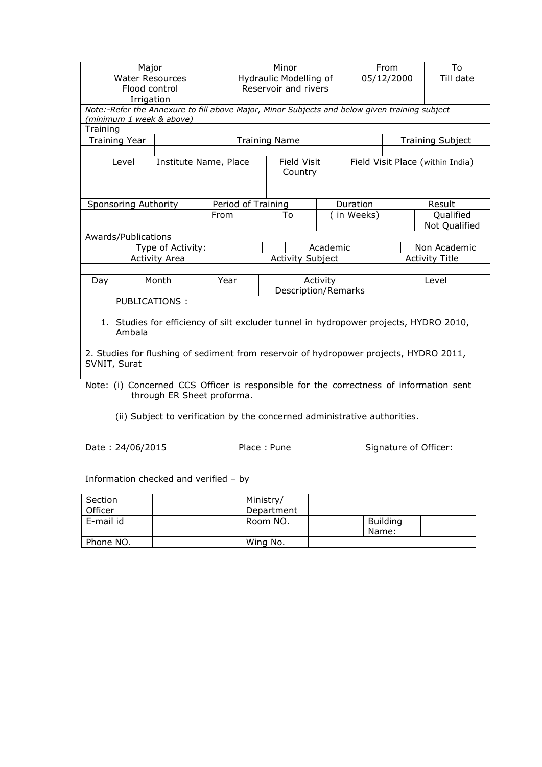| Major | Minor | From | To |
|---|---|---|---|
| Water Resources<br>Flood control<br>Irrigation | Hydraulic Modelling of Reservoir and rivers | 05/12/2000 | Till date |

*Note:-Refer the Annexure to fill above Major, Minor Subjects and below given training subject (minimum 1 week & above)*

Training

| Training Year | Training Name | Training Subject |
|---|---|---|
| | | |

| Level | Institute Name, Place | Field Visit Country | Field Visit Place (within India) |
|---|---|---|---|
| | | | |

| Sponsoring Authority | Period of Training | | Duration | | Result |
|---|---|---|---|---|---|
| | From | To | ( in Weeks) | | Qualified |
| | | | | | Not Qualified |

Awards/Publications

| Type of Activity: | | Academic | | Non Academic |
|---|---|---|---|---|
| Activity Area | | Activity Subject | | Activity Title |
| | | | | |

| Day | Month | Year | Activity Description/Remarks | Level |
|---|---|---|---|---|

PUBLICATIONS :

1. Studies for efficiency of silt excluder tunnel in hydropower projects, HYDRO 2010, Ambala

2. Studies for flushing of sediment from reservoir of hydropower projects, HYDRO 2011, SVNIT, Surat

Note: (i) Concerned CCS Officer is responsible for the correctness of information sent through ER Sheet proforma.

(ii) Subject to verification by the concerned administrative authorities.

Date : 24/06/2015 Place : Pune Signature of Officer:

Information checked and verified – by

| | | | | | |
|---|---|---|---|---|---|
| Section Officer | | Ministry/ Department | | | |
| E-mail id | | Room NO. | | Building Name: | |
| Phone NO. | | Wing No. | | | |